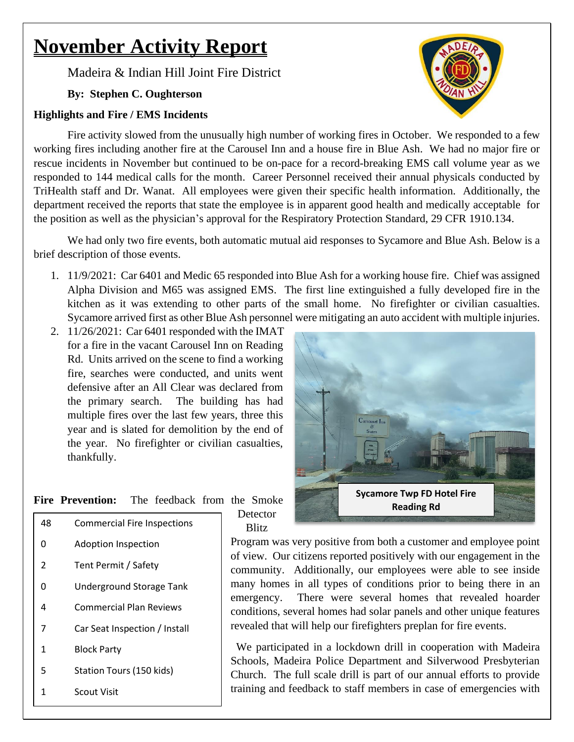# November Activity Report

Madeira & Indian Hill Joint Fire District

**By: Stephen C. Oughterson**

### Highlights and Fire / EMS Incidents

Fire activity slowed from the unusually high number of working fires in October. We responded to a few working fires including another fire at the Carousel Inn and a house fire in Blue Ash. We had no major fire or rescue incidents in November but continued to be on-pace for a record-breaking EMS call volume year as we responded to 144 medical calls for the month. Career Personnel received their annual physicals conducted by TriHealth staff and Dr. Wanat. All employees were given their specific health information. Additionally, the department received the reports that state the employee is in apparent good health and medically acceptable for the position as well as the physician's approval for the Respiratory Protection Standard, 29 CFR 1910.134.

We had only two fire events, both automatic mutual aid responses to Sycamore and Blue Ash. Below is a brief description of those events.

1. 11/9/2021: Car 6401 and Medic 65 responded into Blue Ash for a working house fire. Chief was assigned Alpha Division and M65 was assigned EMS. The first line extinguished a fully developed fire in the kitchen as it was extending to other parts of the small home. No firefighter or civilian casualties. Sycamore arrived first as other Blue Ash personnel were mitigating an auto accident with multiple injuries.
2. 11/26/2021: Car 6401 responded with the IMAT for a fire in the vacant Carousel Inn on Reading Rd. Units arrived on the scene to find a working fire, searches were conducted, and units went defensive after an All Clear was declared from the primary search. The building has had multiple fires over the last few years, three this year and is slated for demolition by the end of the year. No firefighter or civilian casualties, thankfully.

**Sycamore Twp FD Hotel Fire Reading Rd**

**Fire Prevention:** The feedback from the Smoke Detector Blitz Program was very positive from both a customer and employee point of view. Our citizens reported positively with our engagement in the community. Additionally, our employees were able to see inside many homes in all types of conditions prior to being there in an emergency. There were several homes that revealed hoarder conditions, several homes had solar panels and other unique features revealed that will help our firefighters preplan for fire events.

| | |
|---|---|
| 48 | Commercial Fire Inspections |
| 0 | Adoption Inspection |
| 2 | Tent Permit / Safety |
| 0 | Underground Storage Tank |
| 4 | Commercial Plan Reviews |
| 7 | Car Seat Inspection / Install |
| 1 | Block Party |
| 5 | Station Tours (150 kids) |
| 1 | Scout Visit |

We participated in a lockdown drill in cooperation with Madeira Schools, Madeira Police Department and Silverwood Presbyterian Church. The full scale drill is part of our annual efforts to provide training and feedback to staff members in case of emergencies with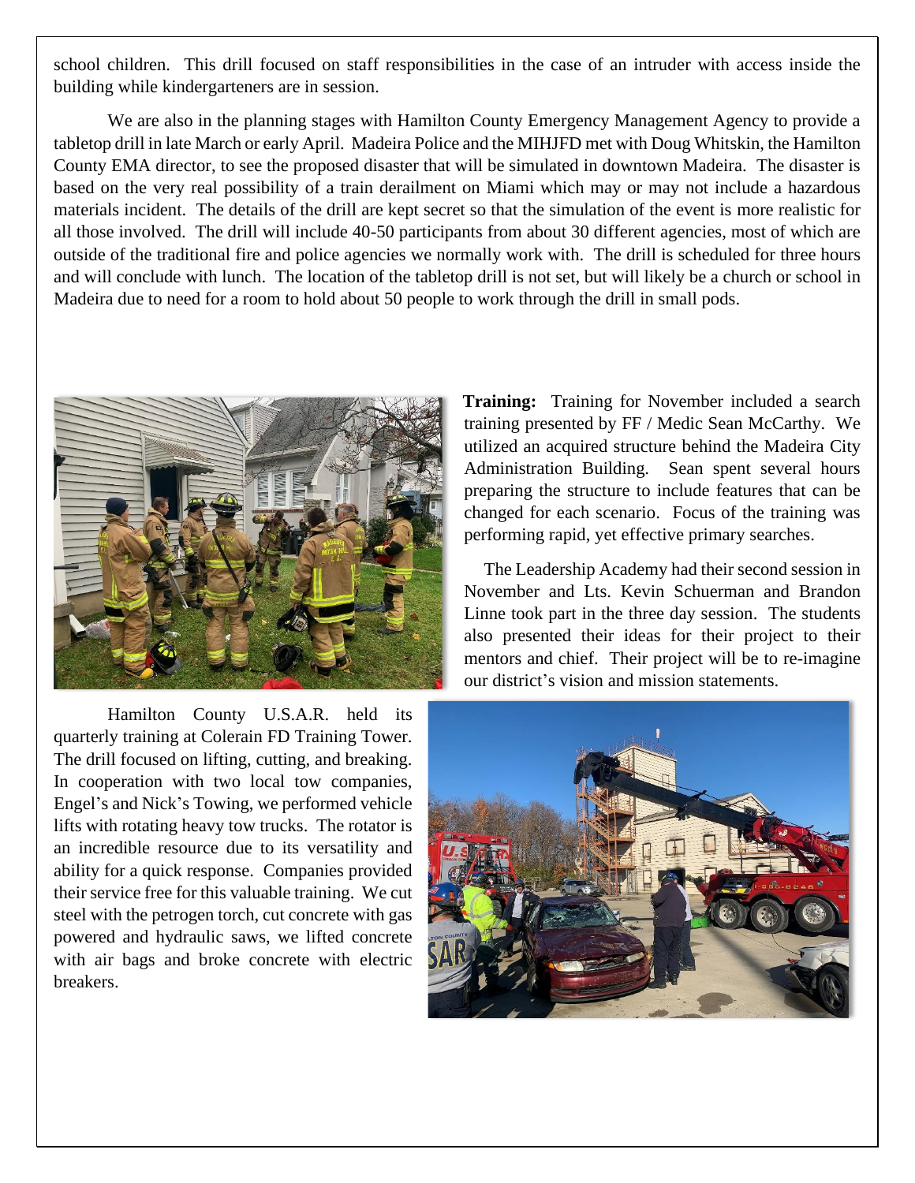school children. This drill focused on staff responsibilities in the case of an intruder with access inside the building while kindergarteners are in session.

We are also in the planning stages with Hamilton County Emergency Management Agency to provide a tabletop drill in late March or early April. Madeira Police and the MIHJFD met with Doug Whitskin, the Hamilton County EMA director, to see the proposed disaster that will be simulated in downtown Madeira. The disaster is based on the very real possibility of a train derailment on Miami which may or may not include a hazardous materials incident. The details of the drill are kept secret so that the simulation of the event is more realistic for all those involved. The drill will include 40-50 participants from about 30 different agencies, most of which are outside of the traditional fire and police agencies we normally work with. The drill is scheduled for three hours and will conclude with lunch. The location of the tabletop drill is not set, but will likely be a church or school in Madeira due to need for a room to hold about 50 people to work through the drill in small pods.

**Training:** Training for November included a search training presented by FF / Medic Sean McCarthy. We utilized an acquired structure behind the Madeira City Administration Building. Sean spent several hours preparing the structure to include features that can be changed for each scenario. Focus of the training was performing rapid, yet effective primary searches.

The Leadership Academy had their second session in November and Lts. Kevin Schuerman and Brandon Linne took part in the three day session. The students also presented their ideas for their project to their mentors and chief. Their project will be to re-imagine our district's vision and mission statements.

Hamilton County U.S.A.R. held its quarterly training at Colerain FD Training Tower. The drill focused on lifting, cutting, and breaking. In cooperation with two local tow companies, Engel's and Nick's Towing, we performed vehicle lifts with rotating heavy tow trucks. The rotator is an incredible resource due to its versatility and ability for a quick response. Companies provided their service free for this valuable training. We cut steel with the petrogen torch, cut concrete with gas powered and hydraulic saws, we lifted concrete with air bags and broke concrete with electric breakers.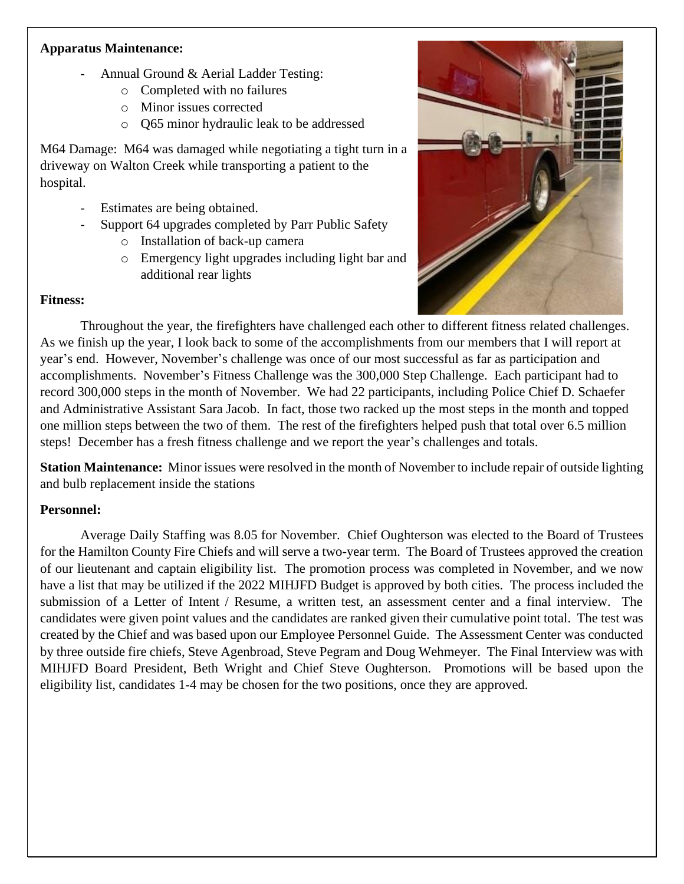**Apparatus Maintenance:**

- Annual Ground & Aerial Ladder Testing:
  - Completed with no failures
  - Minor issues corrected
  - Q65 minor hydraulic leak to be addressed

M64 Damage: M64 was damaged while negotiating a tight turn in a driveway on Walton Creek while transporting a patient to the hospital.

- Estimates are being obtained.
- Support 64 upgrades completed by Parr Public Safety
  - Installation of back-up camera
  - Emergency light upgrades including light bar and additional rear lights

**Fitness:**

Throughout the year, the firefighters have challenged each other to different fitness related challenges. As we finish up the year, I look back to some of the accomplishments from our members that I will report at year's end. However, November's challenge was once of our most successful as far as participation and accomplishments. November's Fitness Challenge was the 300,000 Step Challenge. Each participant had to record 300,000 steps in the month of November. We had 22 participants, including Police Chief D. Schaefer and Administrative Assistant Sara Jacob. In fact, those two racked up the most steps in the month and topped one million steps between the two of them. The rest of the firefighters helped push that total over 6.5 million steps! December has a fresh fitness challenge and we report the year's challenges and totals.

**Station Maintenance:** Minor issues were resolved in the month of November to include repair of outside lighting and bulb replacement inside the stations

**Personnel:**

Average Daily Staffing was 8.05 for November. Chief Oughterson was elected to the Board of Trustees for the Hamilton County Fire Chiefs and will serve a two-year term. The Board of Trustees approved the creation of our lieutenant and captain eligibility list. The promotion process was completed in November, and we now have a list that may be utilized if the 2022 MIHJFD Budget is approved by both cities. The process included the submission of a Letter of Intent / Resume, a written test, an assessment center and a final interview. The candidates were given point values and the candidates are ranked given their cumulative point total. The test was created by the Chief and was based upon our Employee Personnel Guide. The Assessment Center was conducted by three outside fire chiefs, Steve Agenbroad, Steve Pegram and Doug Wehmeyer. The Final Interview was with MIHJFD Board President, Beth Wright and Chief Steve Oughterson. Promotions will be based upon the eligibility list, candidates 1-4 may be chosen for the two positions, once they are approved.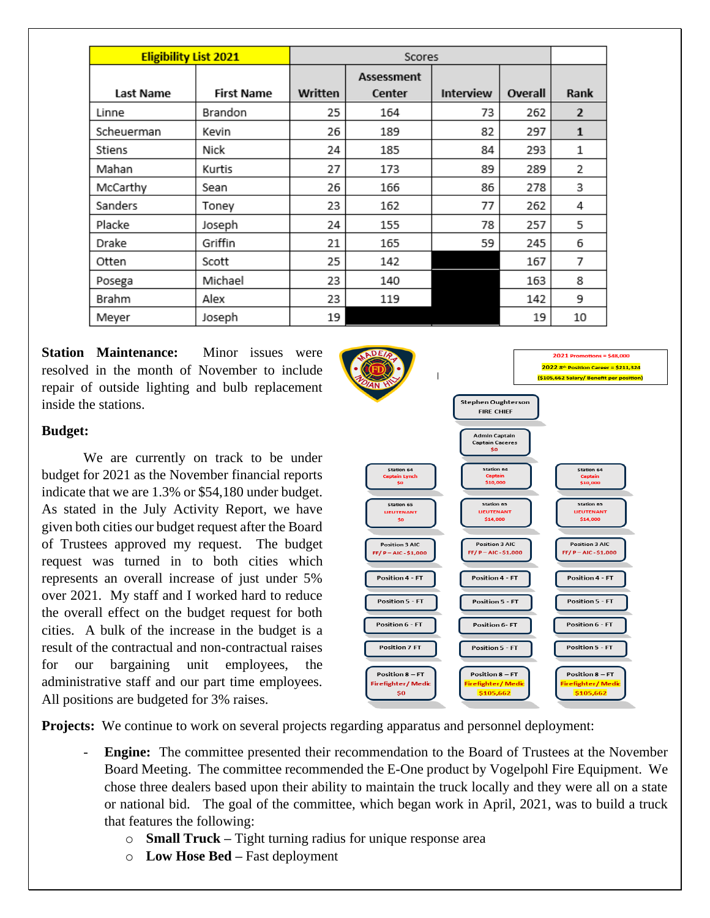| Eligibility List 2021 | | Scores | | | | |
|---|---|---|---|---|---|---|
| Last Name | First Name | Written | Assessment Center | Interview | Overall | Rank |
| Linne | Brandon | 25 | 164 | 73 | 262 | 2 |
| Scheuerman | Kevin | 26 | 189 | 82 | 297 | 1 |
| Stiens | Nick | 24 | 185 | 84 | 293 | 1 |
| Mahan | Kurtis | 27 | 173 | 89 | 289 | 2 |
| McCarthy | Sean | 26 | 166 | 86 | 278 | 3 |
| Sanders | Toney | 23 | 162 | 77 | 262 | 4 |
| Placke | Joseph | 24 | 155 | 78 | 257 | 5 |
| Drake | Griffin | 21 | 165 | 59 | 245 | 6 |
| Otten | Scott | 25 | 142 | | 167 | 7 |
| Posega | Michael | 23 | 140 | | 163 | 8 |
| Brahm | Alex | 23 | 119 | | 142 | 9 |
| Meyer | Joseph | 19 | | | 19 | 10 |

**Station Maintenance:** Minor issues were resolved in the month of November to include repair of outside lighting and bulb replacement inside the stations.

**Budget:**

We are currently on track to be under budget for 2021 as the November financial reports indicate that we are 1.3% or $54,180 under budget. As stated in the July Activity Report, we have given both cities our budget request after the Board of Trustees approved my request. The budget request was turned in to both cities which represents an overall increase of just under 5% over 2021. My staff and I worked hard to reduce the overall effect on the budget request for both cities. A bulk of the increase in the budget is a result of the contractual and non-contractual raises for our bargaining unit employees, the administrative staff and our part time employees. All positions are budgeted for 3% raises.

2021 Promotions = $48,000
2022 8th Position Career = $211,324
($105,662 Salary/ Benefit per position)

Stephen Oughterson
FIRE CHIEF

Admin Captain
Captain Caceres
$0

| | | |
|---|---|---|
| Station 64 Captain Lynch $0 | Station 64 Captain $10,000 | Station 64 Captain $10,000 |
| Station 65 LIEUTENANT $0 | Station 65 LIEUTENANT $14,000 | Station 65 LIEUTENANT $14,000 |
| Position 3 AIC FF/ P – AIC - $1,000 | Position 3 AIC FF/ P – AIC - $1,000 | Position 3 AIC FF/ P – AIC - $1,000 |
| Position 4 - FT | Position 4 - FT | Position 4 - FT |
| Position 5 - FT | Position 5 - FT | Position 5 - FT |
| Position 6 - FT | Position 6- FT | Position 6 - FT |
| Position 7 FT | Position 5 - FT | Position 5 - FT |
| Position 8 – FT Firefighter/ Medic $0 | Position 8 – FT Firefighter/ Medic $105,662 | Position 8 – FT Firefighter/ Medic $105,662 |

**Projects:** We continue to work on several projects regarding apparatus and personnel deployment:

- **Engine:** The committee presented their recommendation to the Board of Trustees at the November Board Meeting. The committee recommended the E-One product by Vogelpohl Fire Equipment. We chose three dealers based upon their ability to maintain the truck locally and they were all on a state or national bid. The goal of the committee, which began work in April, 2021, was to build a truck that features the following:
  - **Small Truck** – Tight turning radius for unique response area
  - **Low Hose Bed** – Fast deployment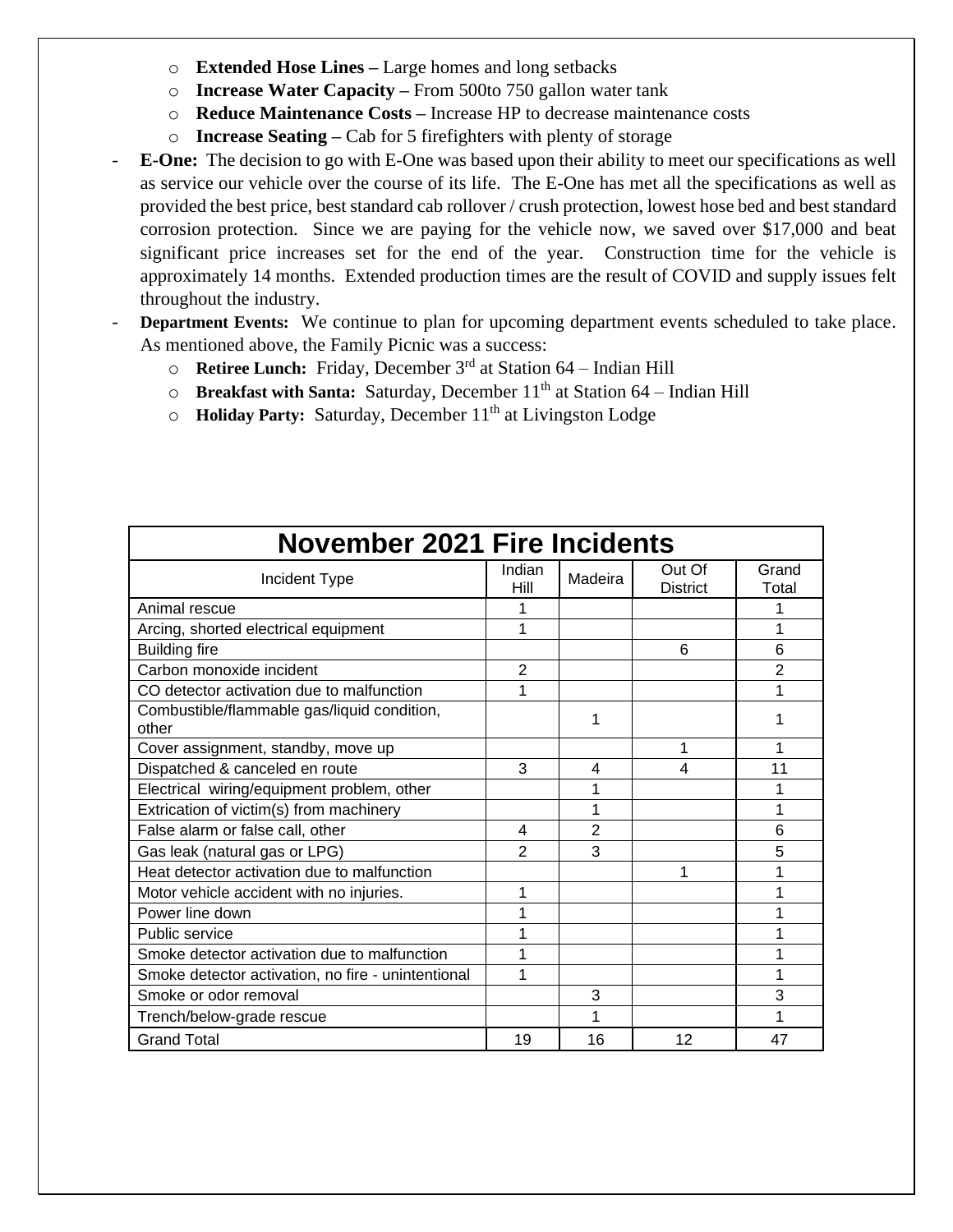- **Extended Hose Lines –** Large homes and long setbacks
  - **Increase Water Capacity –** From 500to 750 gallon water tank
  - **Reduce Maintenance Costs –** Increase HP to decrease maintenance costs
  - **Increase Seating –** Cab for 5 firefighters with plenty of storage
- **E-One:** The decision to go with E-One was based upon their ability to meet our specifications as well as service our vehicle over the course of its life. The E-One has met all the specifications as well as provided the best price, best standard cab rollover / crush protection, lowest hose bed and best standard corrosion protection. Since we are paying for the vehicle now, we saved over $17,000 and beat significant price increases set for the end of the year. Construction time for the vehicle is approximately 14 months. Extended production times are the result of COVID and supply issues felt throughout the industry.
- **Department Events:** We continue to plan for upcoming department events scheduled to take place. As mentioned above, the Family Picnic was a success:
  - **Retiree Lunch:** Friday, December 3rd at Station 64 – Indian Hill
  - **Breakfast with Santa:** Saturday, December 11th at Station 64 – Indian Hill
  - **Holiday Party:** Saturday, December 11th at Livingston Lodge

## November 2021 Fire Incidents

| Incident Type | Indian Hill | Madeira | Out Of District | Grand Total |
|---|---|---|---|---|
| Animal rescue | 1 | | | 1 |
| Arcing, shorted electrical equipment | 1 | | | 1 |
| Building fire | | | 6 | 6 |
| Carbon monoxide incident | 2 | | | 2 |
| CO detector activation due to malfunction | 1 | | | 1 |
| Combustible/flammable gas/liquid condition, other | | 1 | | 1 |
| Cover assignment, standby, move up | | | 1 | 1 |
| Dispatched & canceled en route | 3 | 4 | 4 | 11 |
| Electrical wiring/equipment problem, other | | 1 | | 1 |
| Extrication of victim(s) from machinery | | 1 | | 1 |
| False alarm or false call, other | 4 | 2 | | 6 |
| Gas leak (natural gas or LPG) | 2 | 3 | | 5 |
| Heat detector activation due to malfunction | | | 1 | 1 |
| Motor vehicle accident with no injuries. | 1 | | | 1 |
| Power line down | 1 | | | 1 |
| Public service | 1 | | | 1 |
| Smoke detector activation due to malfunction | 1 | | | 1 |
| Smoke detector activation, no fire - unintentional | 1 | | | 1 |
| Smoke or odor removal | | 3 | | 3 |
| Trench/below-grade rescue | | 1 | | 1 |
| Grand Total | 19 | 16 | 12 | 47 |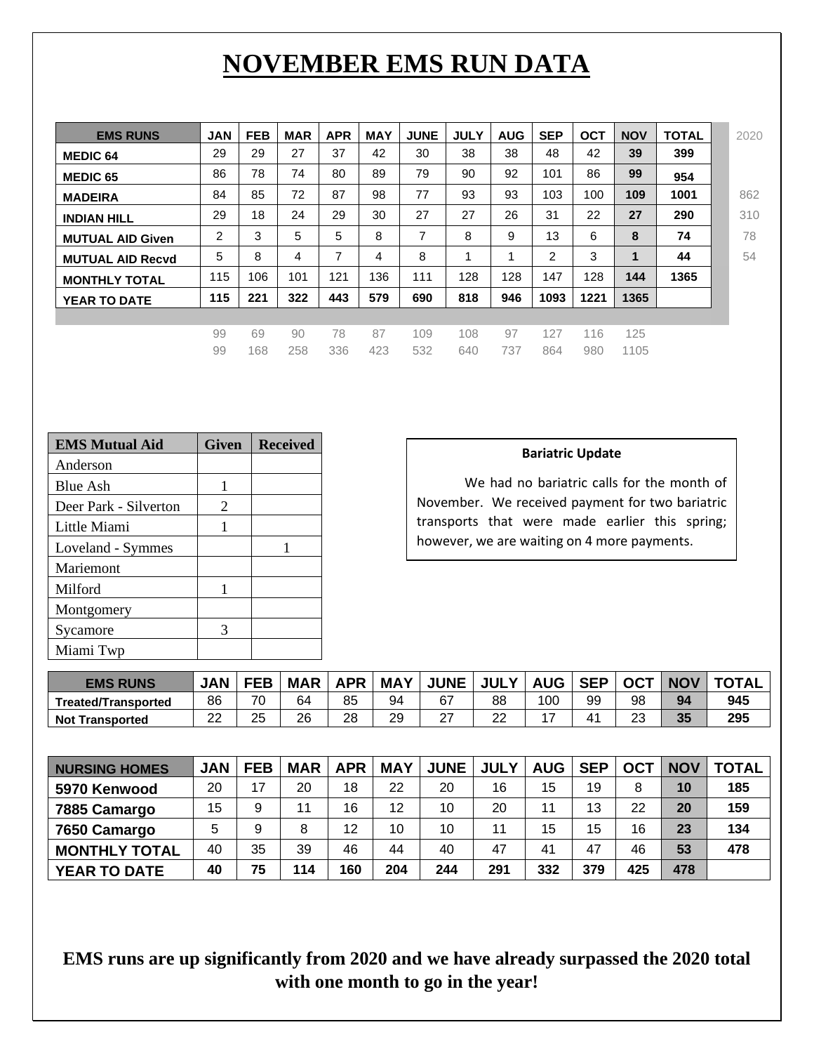# NOVEMBER EMS RUN DATA

| EMS RUNS | JAN | FEB | MAR | APR | MAY | JUNE | JULY | AUG | SEP | OCT | NOV | TOTAL | 2020 |
|---|---|---|---|---|---|---|---|---|---|---|---|---|---|
| MEDIC 64 | 29 | 29 | 27 | 37 | 42 | 30 | 38 | 38 | 48 | 42 | **39** | **399** | |
| MEDIC 65 | 86 | 78 | 74 | 80 | 89 | 79 | 90 | 92 | 101 | 86 | **99** | **954** | |
| MADEIRA | 84 | 85 | 72 | 87 | 98 | 77 | 93 | 93 | 103 | 100 | **109** | **1001** | 862 |
| INDIAN HILL | 29 | 18 | 24 | 29 | 30 | 27 | 27 | 26 | 31 | 22 | **27** | **290** | 310 |
| MUTUAL AID Given | 2 | 3 | 5 | 5 | 8 | 7 | 8 | 9 | 13 | 6 | **8** | **74** | 78 |
| MUTUAL AID Recvd | 5 | 8 | 4 | 7 | 4 | 8 | 1 | 1 | 2 | 3 | **1** | **44** | 54 |
| MONTHLY TOTAL | 115 | 106 | 101 | 121 | 136 | 111 | 128 | 128 | 147 | 128 | **144** | **1365** | |
| YEAR TO DATE | **115** | **221** | **322** | **443** | **579** | **690** | **818** | **946** | **1093** | **1221** | **1365** | | |
| | 99 | 69 | 90 | 78 | 87 | 109 | 108 | 97 | 127 | 116 | 125 | | |
| | 99 | 168 | 258 | 336 | 423 | 532 | 640 | 737 | 864 | 980 | 1105 | | |

| EMS Mutual Aid | Given | Received |
|---|---|---|
| Anderson | | |
| Blue Ash | 1 | |
| Deer Park - Silverton | 2 | |
| Little Miami | 1 | |
| Loveland - Symmes | | 1 |
| Mariemont | | |
| Milford | 1 | |
| Montgomery | | |
| Sycamore | 3 | |
| Miami Twp | | |

**Bariatric Update**

We had no bariatric calls for the month of November. We received payment for two bariatric transports that were made earlier this spring; however, we are waiting on 4 more payments.

| EMS RUNS | JAN | FEB | MAR | APR | MAY | JUNE | JULY | AUG | SEP | OCT | NOV | TOTAL |
|---|---|---|---|---|---|---|---|---|---|---|---|---|
| Treated/Transported | 86 | 70 | 64 | 85 | 94 | 67 | 88 | 100 | 99 | 98 | **94** | **945** |
| Not Transported | 22 | 25 | 26 | 28 | 29 | 27 | 22 | 17 | 41 | 23 | **35** | **295** |

| NURSING HOMES | JAN | FEB | MAR | APR | MAY | JUNE | JULY | AUG | SEP | OCT | NOV | TOTAL |
|---|---|---|---|---|---|---|---|---|---|---|---|---|
| 5970 Kenwood | 20 | 17 | 20 | 18 | 22 | 20 | 16 | 15 | 19 | 8 | **10** | **185** |
| 7885 Camargo | 15 | 9 | 11 | 16 | 12 | 10 | 20 | 11 | 13 | 22 | **20** | **159** |
| 7650 Camargo | 5 | 9 | 8 | 12 | 10 | 10 | 11 | 15 | 15 | 16 | **23** | **134** |
| MONTHLY TOTAL | 40 | 35 | 39 | 46 | 44 | 40 | 47 | 41 | 47 | 46 | **53** | **478** |
| YEAR TO DATE | **40** | **75** | **114** | **160** | **204** | **244** | **291** | **332** | **379** | **425** | **478** | |

**EMS runs are up significantly from 2020 and we have already surpassed the 2020 total with one month to go in the year!**